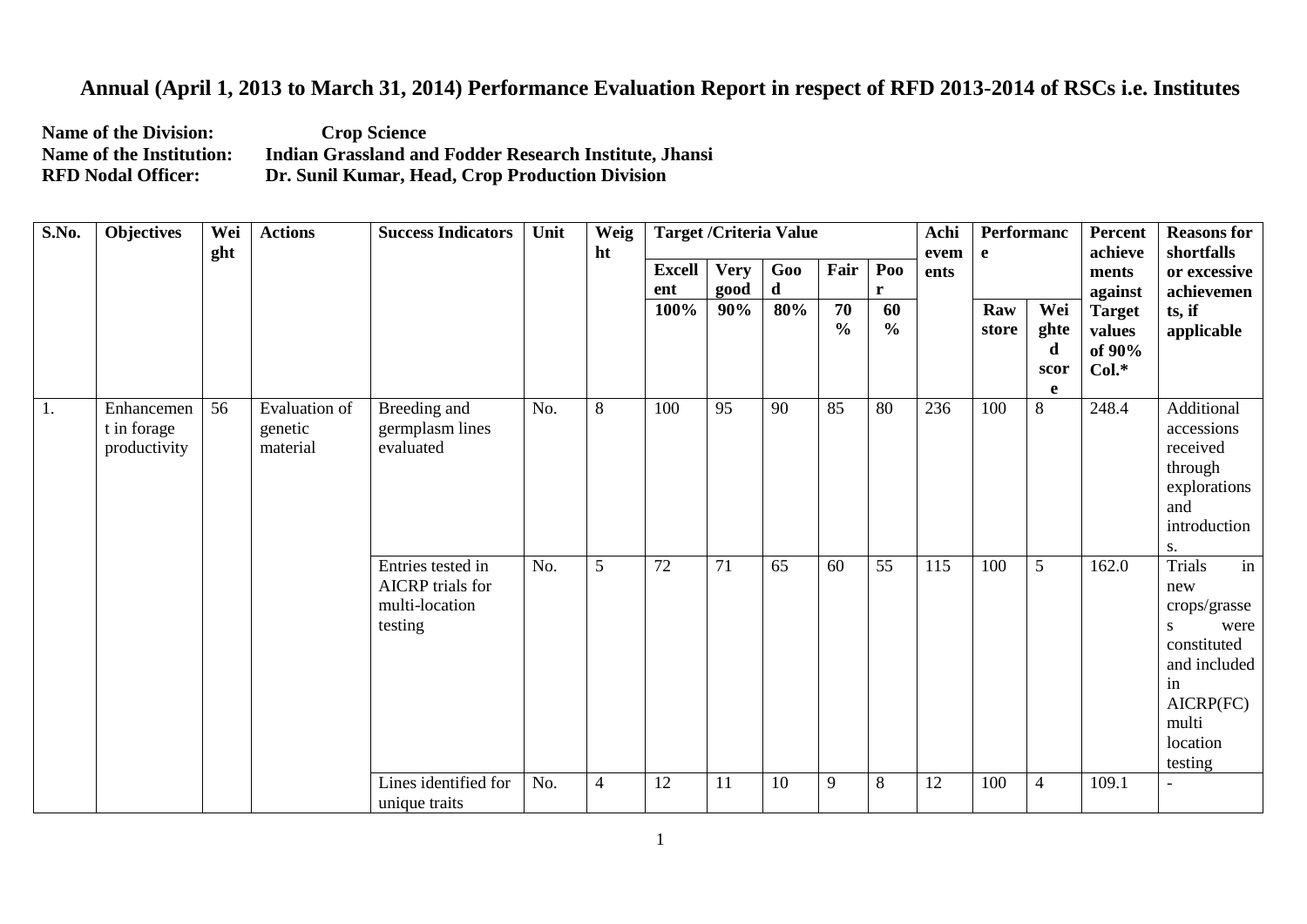# Annual (April 1, 2013 to March 31, 2014) Performance Evaluation Report in respect of RFD 2013-2014 of RSCs i.e. Institutes

**Name of the Division:** Crop Science
**Name of the Institution:** Indian Grassland and Fodder Research Institute, Jhansi
**RFD Nodal Officer:** Dr. Sunil Kumar, Head, Crop Production Division

| S.No. | Objectives | Weight | Actions | Success Indicators | Unit | Weight | Target /Criteria Value | | | | | Achievements | Performance | | Percent achievements against Target values of 90% Col.* | Reasons for shortfalls or excessive achievements, if applicable |
|---|---|---|---|---|---|---|---|---|---|---|---|---|---|---|---|---|
| | | | | | | | Excellent | Very good | Good | Fair | Poor | | Raw store | Weighted score | | |
| | | | | | | | 100% | 90% | 80% | 70 % | 60 % | | | | | |
| 1. | Enhancement in forage productivity | 56 | Evaluation of genetic material | Breeding and germplasm lines evaluated | No. | 8 | 100 | 95 | 90 | 85 | 80 | 236 | 100 | 8 | 248.4 | Additional accessions received through explorations and introductions. |
| | | | | Entries tested in AICRP trials for multi-location testing | No. | 5 | 72 | 71 | 65 | 60 | 55 | 115 | 100 | 5 | 162.0 | Trials in new crops/grasses were constituted and included in AICRP(FC) multi location testing |
| | | | | Lines identified for unique traits | No. | 4 | 12 | 11 | 10 | 9 | 8 | 12 | 100 | 4 | 109.1 | - |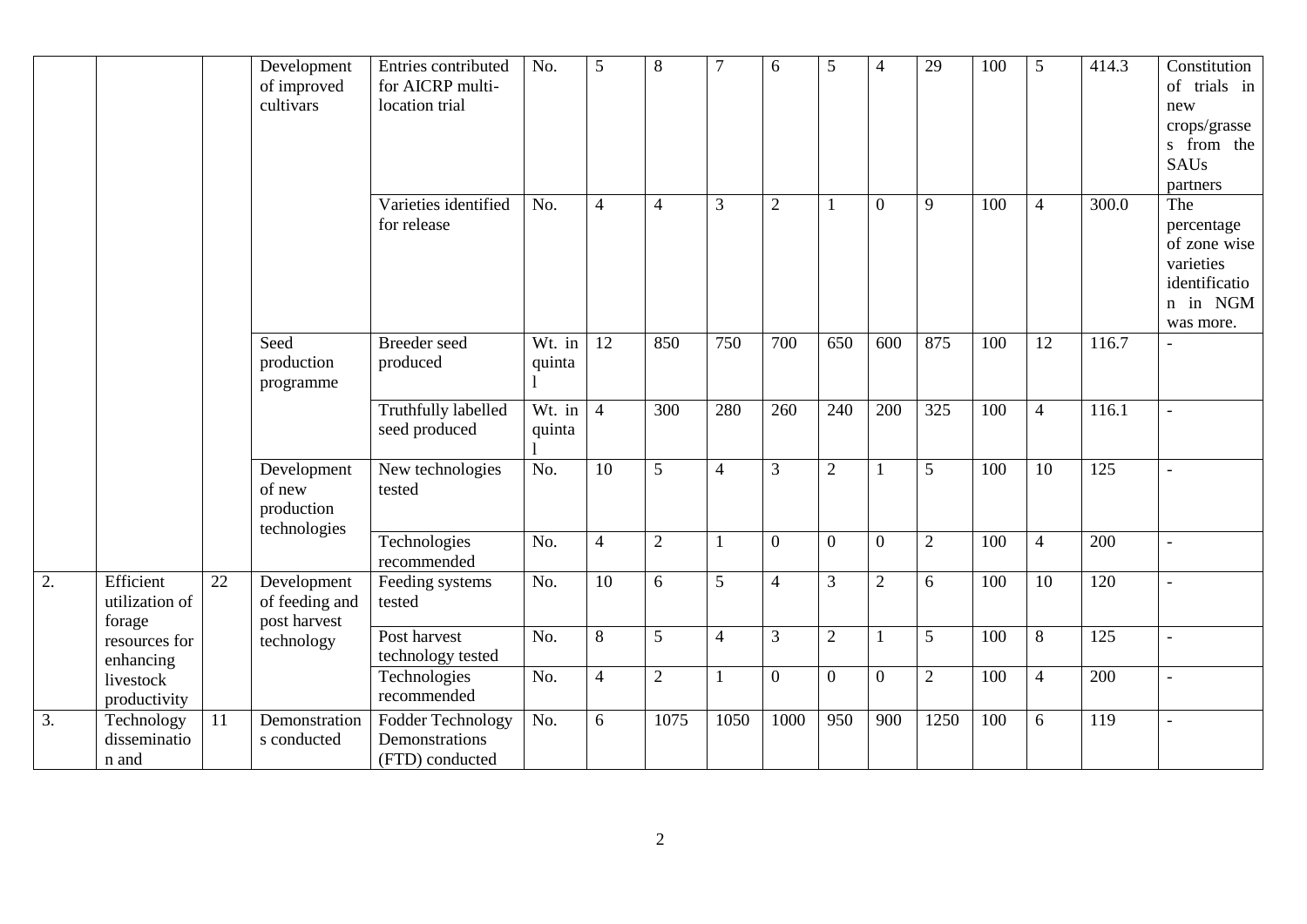| | | | Development of improved cultivars | Entries contributed for AICRP multi-location trial | No. | 5 | 8 | 7 | 6 | 5 | 4 | 29 | 100 | 5 | 414.3 | Constitution of trials in new crops/grasses from the SAUs partners |
|---|---|---|---|---|---|---|---|---|---|---|---|---|---|---|---|---|
| | | | | Varieties identified for release | No. | 4 | 4 | 3 | 2 | 1 | 0 | 9 | 100 | 4 | 300.0 | The percentage of zone wise varieties identification in NGM was more. |
| | | | Seed production programme | Breeder seed produced | Wt. in quintal | 12 | 850 | 750 | 700 | 650 | 600 | 875 | 100 | 12 | 116.7 | - |
| | | | | Truthfully labelled seed produced | Wt. in quintal | 4 | 300 | 280 | 260 | 240 | 200 | 325 | 100 | 4 | 116.1 | - |
| | | | Development of new production technologies | New technologies tested | No. | 10 | 5 | 4 | 3 | 2 | 1 | 5 | 100 | 10 | 125 | - |
| | | | | Technologies recommended | No. | 4 | 2 | 1 | 0 | 0 | 0 | 2 | 100 | 4 | 200 | - |
| 2. | Efficient utilization of forage resources for enhancing livestock productivity | 22 | Development of feeding and post harvest technology | Feeding systems tested | No. | 10 | 6 | 5 | 4 | 3 | 2 | 6 | 100 | 10 | 120 | - |
| | | | | Post harvest technology tested | No. | 8 | 5 | 4 | 3 | 2 | 1 | 5 | 100 | 8 | 125 | - |
| | | | | Technologies recommended | No. | 4 | 2 | 1 | 0 | 0 | 0 | 2 | 100 | 4 | 200 | - |
| 3. | Technology dissemination and | 11 | Demonstrations conducted | Fodder Technology Demonstrations (FTD) conducted | No. | 6 | 1075 | 1050 | 1000 | 950 | 900 | 1250 | 100 | 6 | 119 | - |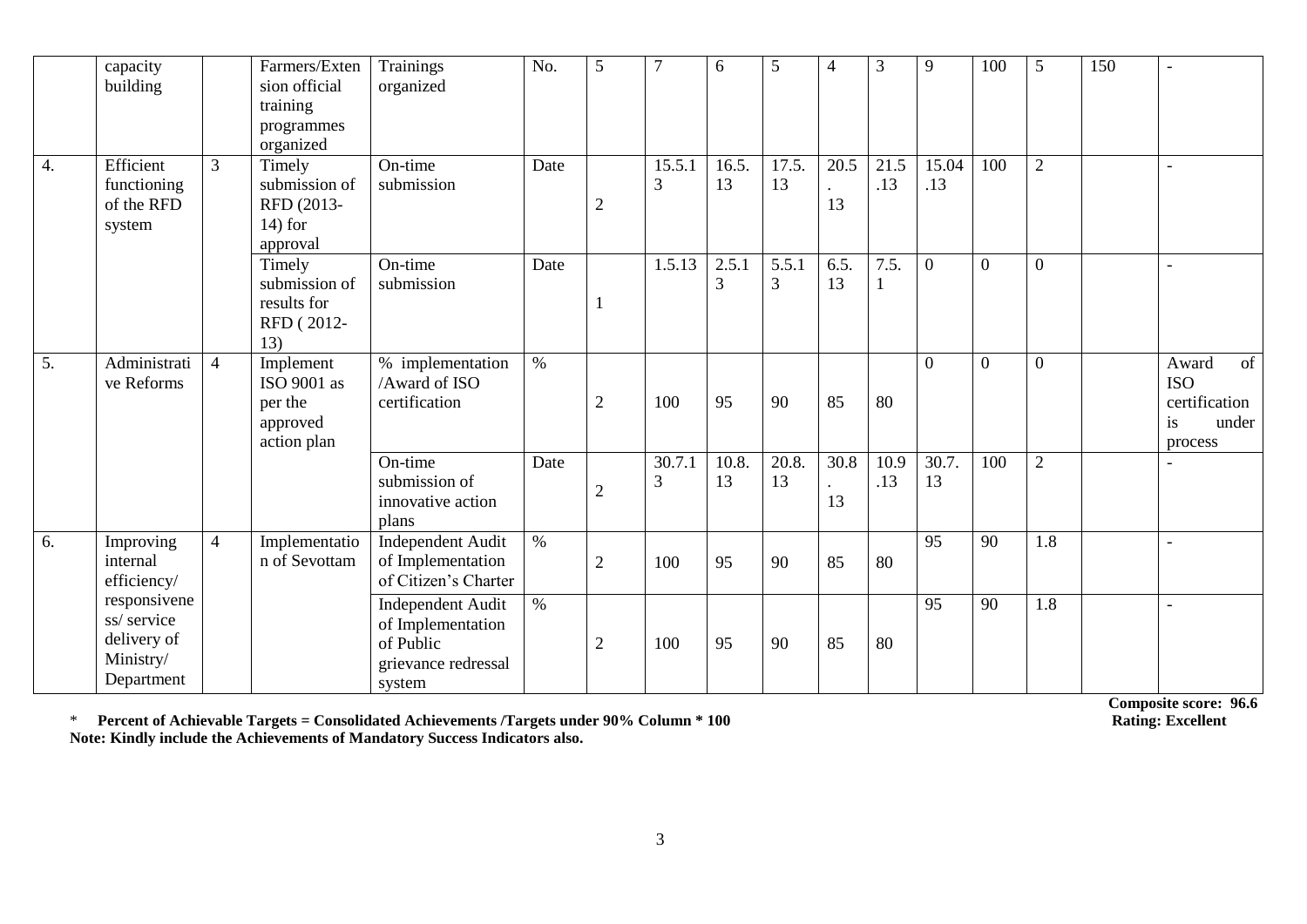| | | | | | | | | | | | | | | | | |
|---|---|---|---|---|---|---|---|---|---|---|---|---|---|---|---|---|
| | capacity building | | Farmers/Extension official training programmes organized | Trainings organized | No. | 5 | 7 | 6 | 5 | 4 | 3 | 9 | 100 | 5 | 150 | - |
| 4. | Efficient functioning of the RFD system | 3 | Timely submission of RFD (2013-14) for approval | On-time submission | Date | 2 | 15.5.13 | 16.5.13 | 17.5.13 | 20.5.13 | 21.5.13 | 15.04.13 | 100 | 2 | | - |
| | | | Timely submission of results for RFD ( 2012-13) | On-time submission | Date | 1 | 1.5.13 | 2.5.13 | 5.5.13 | 6.5.13 | 7.5.1 | 0 | 0 | 0 | | - |
| 5. | Administrative Reforms | 4 | Implement ISO 9001 as per the approved action plan | % implementation /Award of ISO certification | % | 2 | 100 | 95 | 90 | 85 | 80 | 0 | 0 | 0 | | Award of ISO certification is under process |
| | | | | On-time submission of innovative action plans | Date | 2 | 30.7.13 | 10.8.13 | 20.8.13 | 30.8.13 | 10.9.13 | 30.7.13 | 100 | 2 | | - |
| 6. | Improving internal efficiency/ responsiveness/ service delivery of Ministry/ Department | 4 | Implementation of Sevottam | Independent Audit of Implementation of Citizen's Charter | % | 2 | 100 | 95 | 90 | 85 | 80 | 95 | 90 | 1.8 | | - |
| | | | | Independent Audit of Implementation of Public grievance redressal system | % | 2 | 100 | 95 | 90 | 85 | 80 | 95 | 90 | 1.8 | | - |

**Composite score: 96.6**

**Rating: Excellent**

\* **Percent of Achievable Targets = Consolidated Achievements /Targets under 90% Column * 100**

**Note: Kindly include the Achievements of Mandatory Success Indicators also.**